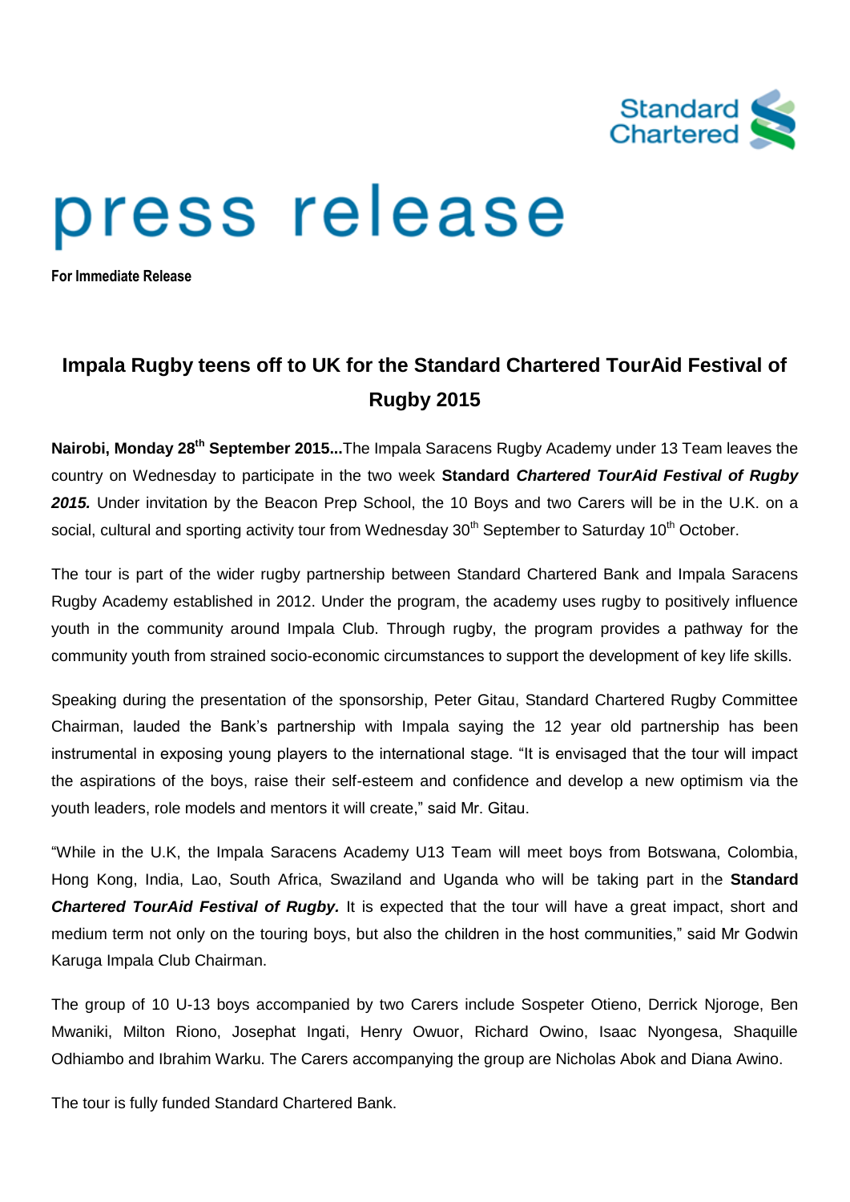Standard Chartered

# press release

**For Immediate Release**

## Impala Rugby teens off to UK for the Standard Chartered TourAid Festival of Rugby 2015

**Nairobi, Monday 28th September 2015...**The Impala Saracens Rugby Academy under 13 Team leaves the country on Wednesday to participate in the two week **Standard *Chartered TourAid Festival of Rugby 2015.*** Under invitation by the Beacon Prep School, the 10 Boys and two Carers will be in the U.K. on a social, cultural and sporting activity tour from Wednesday 30th September to Saturday 10th October.

The tour is part of the wider rugby partnership between Standard Chartered Bank and Impala Saracens Rugby Academy established in 2012. Under the program, the academy uses rugby to positively influence youth in the community around Impala Club. Through rugby, the program provides a pathway for the community youth from strained socio-economic circumstances to support the development of key life skills.

Speaking during the presentation of the sponsorship, Peter Gitau, Standard Chartered Rugby Committee Chairman, lauded the Bank's partnership with Impala saying the 12 year old partnership has been instrumental in exposing young players to the international stage. "It is envisaged that the tour will impact the aspirations of the boys, raise their self-esteem and confidence and develop a new optimism via the youth leaders, role models and mentors it will create," said Mr. Gitau.

"While in the U.K, the Impala Saracens Academy U13 Team will meet boys from Botswana, Colombia, Hong Kong, India, Lao, South Africa, Swaziland and Uganda who will be taking part in the **Standard *Chartered TourAid Festival of Rugby.*** It is expected that the tour will have a great impact, short and medium term not only on the touring boys, but also the children in the host communities," said Mr Godwin Karuga Impala Club Chairman.

The group of 10 U-13 boys accompanied by two Carers include Sospeter Otieno, Derrick Njoroge, Ben Mwaniki, Milton Riono, Josephat Ingati, Henry Owuor, Richard Owino, Isaac Nyongesa, Shaquille Odhiambo and Ibrahim Warku. The Carers accompanying the group are Nicholas Abok and Diana Awino.

The tour is fully funded Standard Chartered Bank.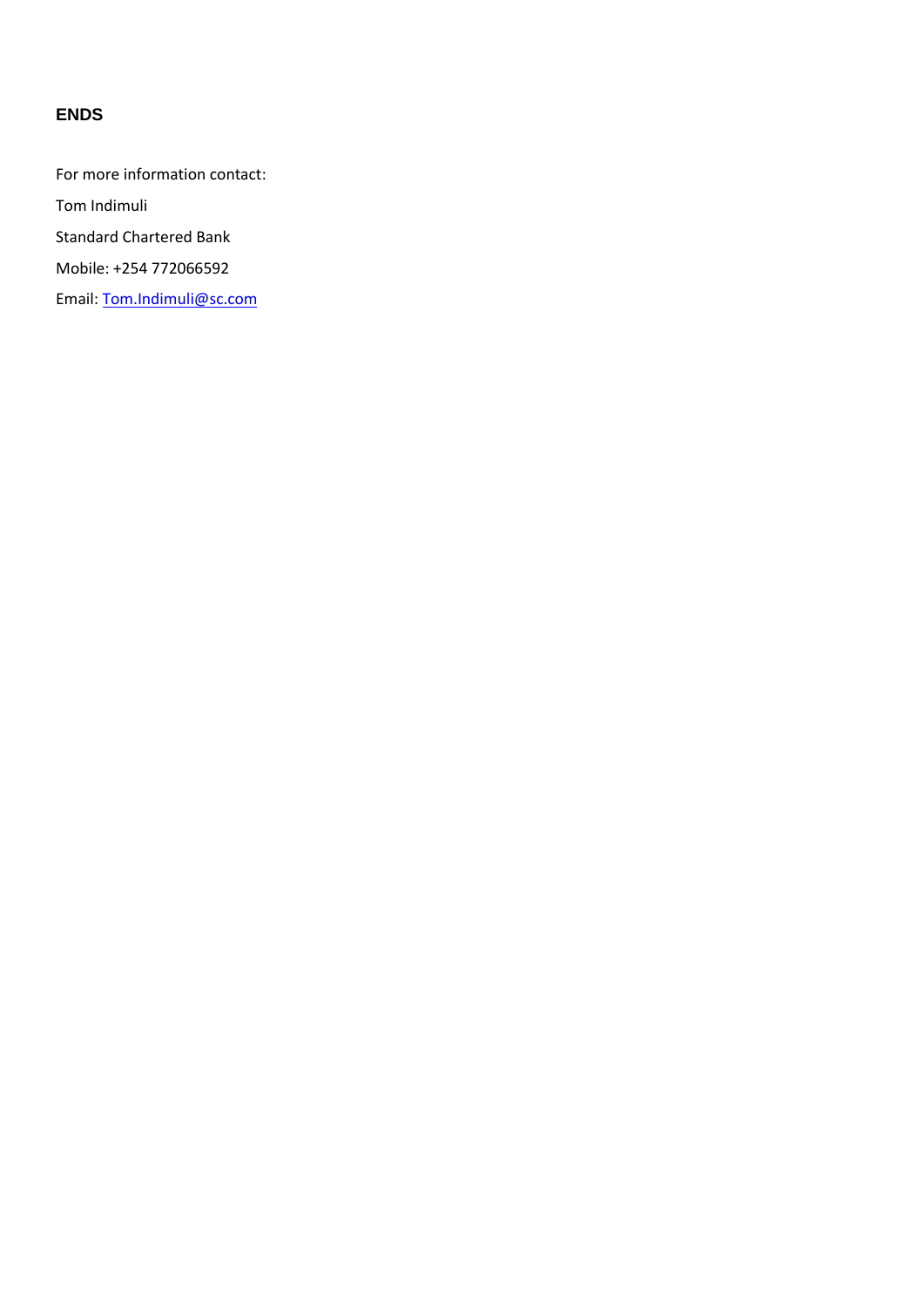**ENDS**

For more information contact:

Tom Indimuli

Standard Chartered Bank

Mobile: +254 772066592

Email: Tom.Indimuli@sc.com